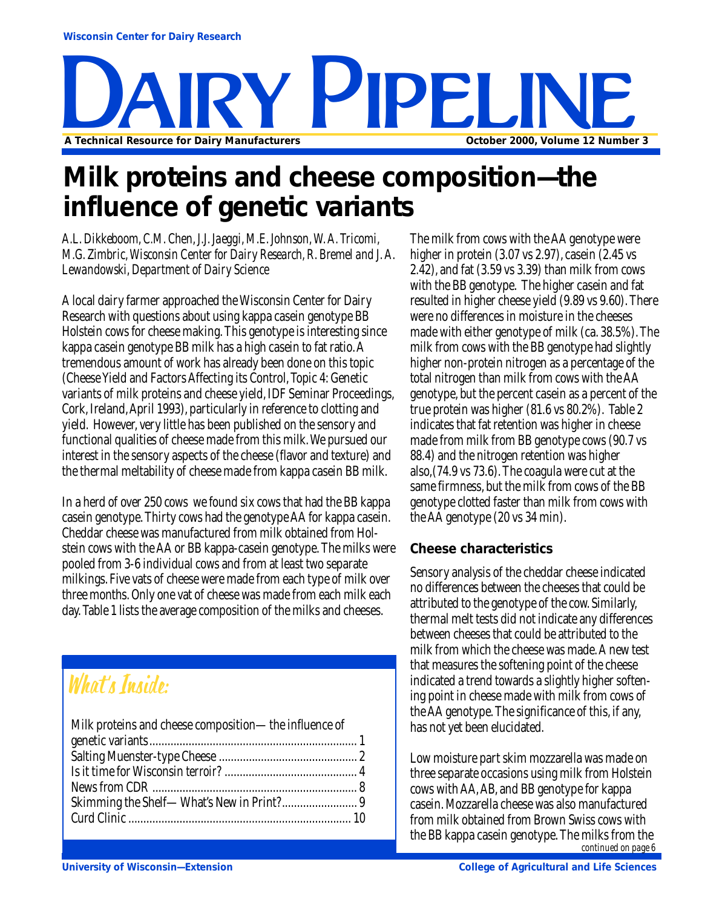Wisconsin Center for Dairy Research

# DAIRY PIPELINE

A Technical Resource for Dairy Manufacturers

October 2000, Volume 12 Number 3

# Milk proteins and cheese composition—the influence of genetic variants

*A.L. Dikkeboom, C.M. Chen, J.J. Jaeggi, M.E. Johnson, W. A. Tricomi, M.G. Zimbric, Wisconsin Center for Dairy Research, R. Bremel and J. A. Lewandowski, Department of Dairy Science*

A local dairy farmer approached the Wisconsin Center for Dairy Research with questions about using kappa casein genotype BB Holstein cows for cheese making. This genotype is interesting since kappa casein genotype BB milk has a high casein to fat ratio. A tremendous amount of work has already been done on this topic (Cheese Yield and Factors Affecting its Control, Topic 4: Genetic variants of milk proteins and cheese yield, IDF Seminar Proceedings, Cork, Ireland, April 1993), particularly in reference to clotting and yield. However, very little has been published on the sensory and functional qualities of cheese made from this milk. We pursued our interest in the sensory aspects of the cheese (flavor and texture) and the thermal meltability of cheese made from kappa casein BB milk.

In a herd of over 250 cows we found six cows that had the BB kappa casein genotype. Thirty cows had the genotype AA for kappa casein. Cheddar cheese was manufactured from milk obtained from Holstein cows with the AA or BB kappa-casein genotype. The milks were pooled from 3-6 individual cows and from at least two separate milkings. Five vats of cheese were made from each type of milk over three months. Only one vat of cheese was made from each milk each day. Table 1 lists the average composition of the milks and cheeses.

## What's Inside:

- Milk proteins and cheese composition— the influence of genetic variants ..... 1
- Salting Muenster-type Cheese ..... 2
- Is it time for Wisconsin terroir? ..... 4
- News from CDR ..... 8
- Skimming the Shelf— What's New in Print? ..... 9
- Curd Clinic ..... 10

The milk from cows with the AA genotype were higher in protein (3.07 vs 2.97), casein (2.45 vs 2.42), and fat (3.59 vs 3.39) than milk from cows with the BB genotype. The higher casein and fat resulted in higher cheese yield (9.89 vs 9.60). There were no differences in moisture in the cheeses made with either genotype of milk (ca. 38.5%). The milk from cows with the BB genotype had slightly higher non-protein nitrogen as a percentage of the total nitrogen than milk from cows with the AA genotype, but the percent casein as a percent of the true protein was higher (81.6 vs 80.2%). Table 2 indicates that fat retention was higher in cheese made from milk from BB genotype cows (90.7 vs 88.4) and the nitrogen retention was higher also,(74.9 vs 73.6). The coagula were cut at the same firmness, but the milk from cows of the BB genotype clotted faster than milk from cows with the AA genotype (20 vs 34 min).

### Cheese characteristics

Sensory analysis of the cheddar cheese indicated no differences between the cheeses that could be attributed to the genotype of the cow. Similarly, thermal melt tests did not indicate any differences between cheeses that could be attributed to the milk from which the cheese was made. A new test that measures the softening point of the cheese indicated a trend towards a slightly higher softening point in cheese made with milk from cows of the AA genotype. The significance of this, if any, has not yet been elucidated.

Low moisture part skim mozzarella was made on three separate occasions using milk from Holstein cows with AA, AB, and BB genotype for kappa casein. Mozzarella cheese was also manufactured from milk obtained from Brown Swiss cows with the BB kappa casein genotype. The milks from the

*continued on page 6*

University of Wisconsin—Extension

College of Agricultural and Life Sciences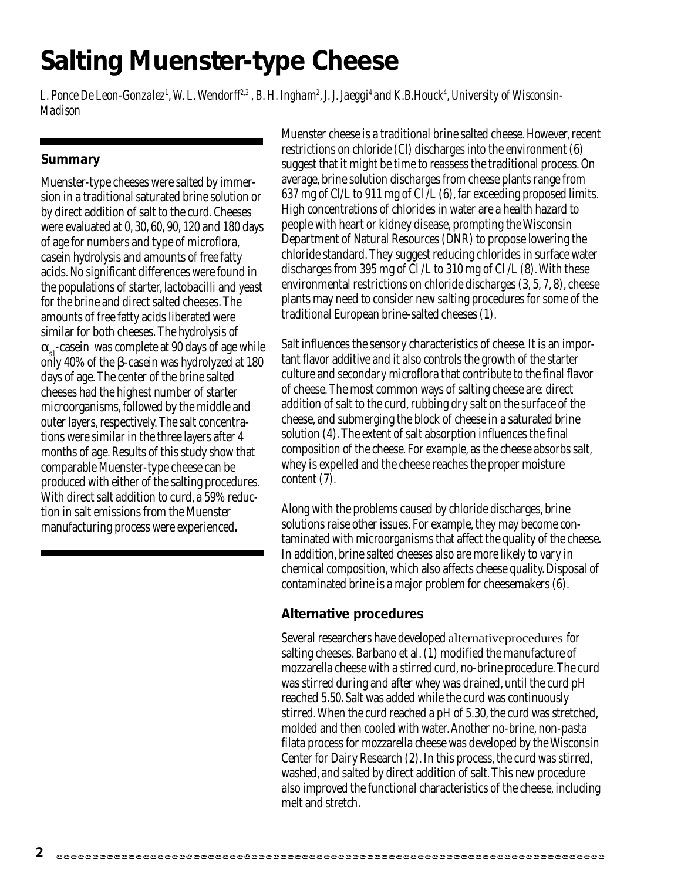# Salting Muenster-type Cheese

*L. Ponce De Leon-Gonzalez[1], W. L. Wendorff[2,3], B. H. Ingham[2], J. J. Jaeggi[4] and K.B.Houck[4], University of Wisconsin-Madison*

## Summary

Muenster-type cheeses were salted by immersion in a traditional saturated brine solution or by direct addition of salt to the curd. Cheeses were evaluated at 0, 30, 60, 90, 120 and 180 days of age for numbers and type of microflora, casein hydrolysis and amounts of free fatty acids. No significant differences were found in the populations of starter, lactobacilli and yeast for the brine and direct salted cheeses. The amounts of free fatty acids liberated were similar for both cheeses. The hydrolysis of $\alpha_{s1}$-casein was complete at 90 days of age while only 40% of the $\beta$-casein was hydrolyzed at 180 days of age. The center of the brine salted cheeses had the highest number of starter microorganisms, followed by the middle and outer layers, respectively. The salt concentrations were similar in the three layers after 4 months of age. Results of this study show that comparable Muenster-type cheese can be produced with either of the salting procedures. With direct salt addition to curd, a 59% reduction in salt emissions from the Muenster manufacturing process were experienced**.**

Muenster cheese is a traditional brine salted cheese. However, recent restrictions on chloride (Cl) discharges into the environment (6) suggest that it might be time to reassess the traditional process. On average, brine solution discharges from cheese plants range from 637 mg of Cl/L to 911 mg of Cl /L (6), far exceeding proposed limits. High concentrations of chlorides in water are a health hazard to people with heart or kidney disease, prompting the Wisconsin Department of Natural Resources (DNR) to propose lowering the chloride standard. They suggest reducing chlorides in surface water discharges from 395 mg of Cl /L to 310 mg of Cl /L (8). With these environmental restrictions on chloride discharges (3, 5, 7, 8), cheese plants may need to consider new salting procedures for some of the traditional European brine-salted cheeses (1).

Salt influences the sensory characteristics of cheese. It is an important flavor additive and it also controls the growth of the starter culture and secondary microflora that contribute to the final flavor of cheese. The most common ways of salting cheese are: direct addition of salt to the curd, rubbing dry salt on the surface of the cheese, and submerging the block of cheese in a saturated brine solution (4). The extent of salt absorption influences the final composition of the cheese. For example, as the cheese absorbs salt, whey is expelled and the cheese reaches the proper moisture content (7).

Along with the problems caused by chloride discharges, brine solutions raise other issues. For example, they may become contaminated with microorganisms that affect the quality of the cheese. In addition, brine salted cheeses also are more likely to vary in chemical composition, which also affects cheese quality. Disposal of contaminated brine is a major problem for cheesemakers (6).

### Alternative procedures

Several researchers have developed alternativeprocedures for salting cheeses. Barbano et al. (1) modified the manufacture of mozzarella cheese with a stirred curd, no-brine procedure. The curd was stirred during and after whey was drained, until the curd pH reached 5.50. Salt was added while the curd was continuously stirred. When the curd reached a pH of 5.30, the curd was stretched, molded and then cooled with water. Another no-brine, non-pasta filata process for mozzarella cheese was developed by the Wisconsin Center for Dairy Research (2). In this process, the curd was stirred, washed, and salted by direct addition of salt. This new procedure also improved the functional characteristics of the cheese, including melt and stretch.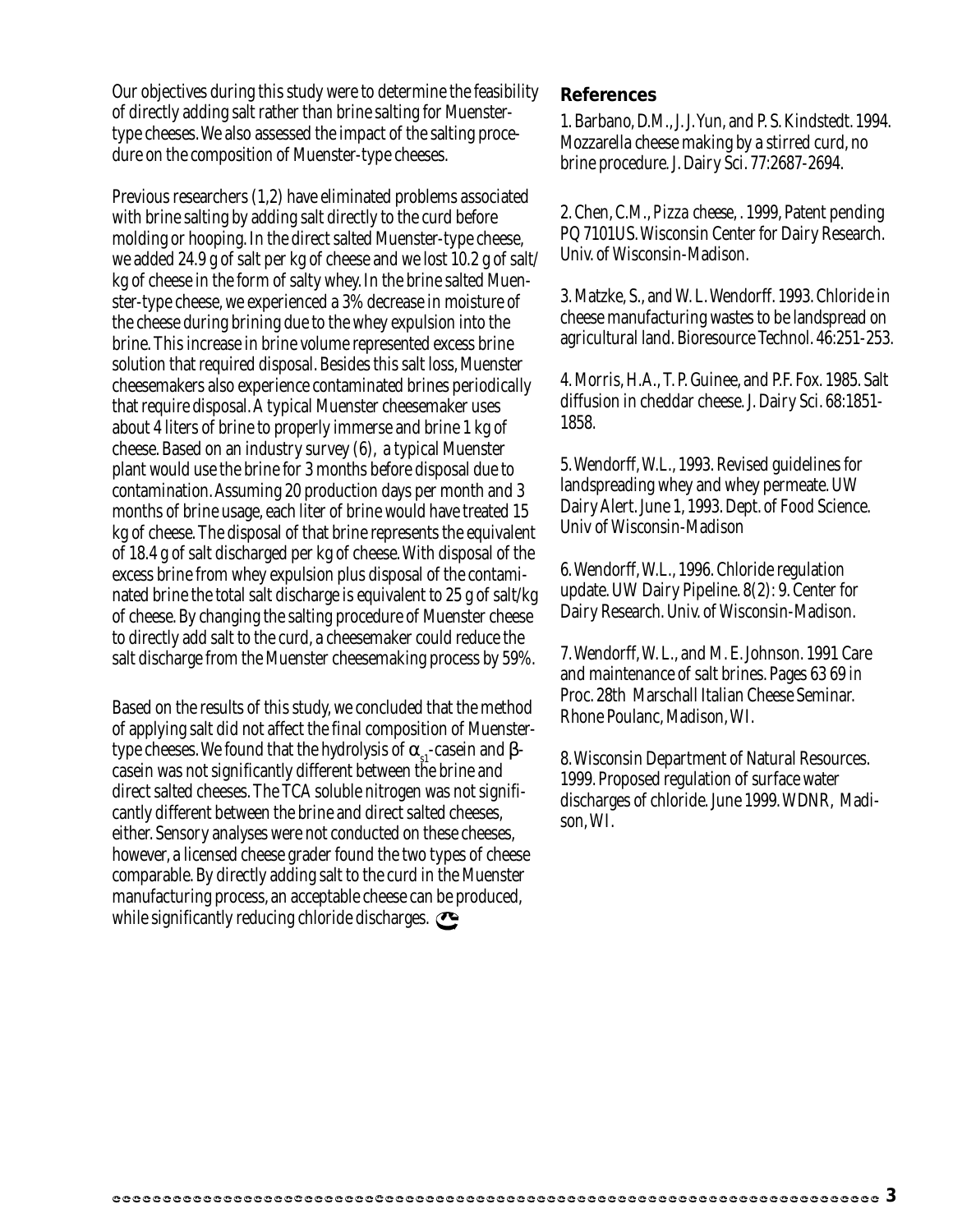Our objectives during this study were to determine the feasibility of directly adding salt rather than brine salting for Muenster-type cheeses. We also assessed the impact of the salting procedure on the composition of Muenster-type cheeses.

Previous researchers (1,2) have eliminated problems associated with brine salting by adding salt directly to the curd before molding or hooping. In the direct salted Muenster-type cheese, we added 24.9 g of salt per kg of cheese and we lost 10.2 g of salt/kg of cheese in the form of salty whey. In the brine salted Muenster-type cheese, we experienced a 3% decrease in moisture of the cheese during brining due to the whey expulsion into the brine. This increase in brine volume represented excess brine solution that required disposal. Besides this salt loss, Muenster cheesemakers also experience contaminated brines periodically that require disposal. A typical Muenster cheesemaker uses about 4 liters of brine to properly immerse and brine 1 kg of cheese. Based on an industry survey (6), a typical Muenster plant would use the brine for 3 months before disposal due to contamination. Assuming 20 production days per month and 3 months of brine usage, each liter of brine would have treated 15 kg of cheese. The disposal of that brine represents the equivalent of 18.4 g of salt discharged per kg of cheese. With disposal of the excess brine from whey expulsion plus disposal of the contaminated brine the total salt discharge is equivalent to 25 g of salt/kg of cheese. By changing the salting procedure of Muenster cheese to directly add salt to the curd, a cheesemaker could reduce the salt discharge from the Muenster cheesemaking process by 59%.

Based on the results of this study, we concluded that the method of applying salt did not affect the final composition of Muenster-type cheeses. We found that the hydrolysis of $\alpha_{s1}$-casein and $\beta$-casein was not significantly different between the brine and direct salted cheeses. The TCA soluble nitrogen was not significantly different between the brine and direct salted cheeses, either. Sensory analyses were not conducted on these cheeses, however, a licensed cheese grader found the two types of cheese comparable. By directly adding salt to the curd in the Muenster manufacturing process, an acceptable cheese can be produced, while significantly reducing chloride discharges.

## References

1. Barbano, D.M., J. J. Yun, and P. S. Kindstedt. 1994. Mozzarella cheese making by a stirred curd, no brine procedure. J. Dairy Sci. 77:2687-2694.

2. Chen, C.M., Pizza cheese, . 1999, Patent pending PQ 7101US. Wisconsin Center for Dairy Research. Univ. of Wisconsin-Madison.

3. Matzke, S., and W. L. Wendorff. 1993. Chloride in cheese manufacturing wastes to be landspread on agricultural land. Bioresource Technol. 46:251-253.

4. Morris, H.A., T. P. Guinee, and P.F. Fox. 1985. Salt diffusion in cheddar cheese. J. Dairy Sci. 68:1851-1858.

5. Wendorff, W.L., 1993. Revised guidelines for landspreading whey and whey permeate. UW Dairy Alert. June 1, 1993. Dept. of Food Science. Univ of Wisconsin-Madison

6. Wendorff, W.L., 1996. Chloride regulation update. UW Dairy Pipeline. 8(2): 9. Center for Dairy Research. Univ. of Wisconsin-Madison.

7. Wendorff, W. L., and M. E. Johnson. 1991 Care and maintenance of salt brines. Pages 63 69 in Proc. 28th Marschall Italian Cheese Seminar. Rhone Poulanc, Madison, WI.

8. Wisconsin Department of Natural Resources. 1999. Proposed regulation of surface water discharges of chloride. June 1999. WDNR, Madison, WI.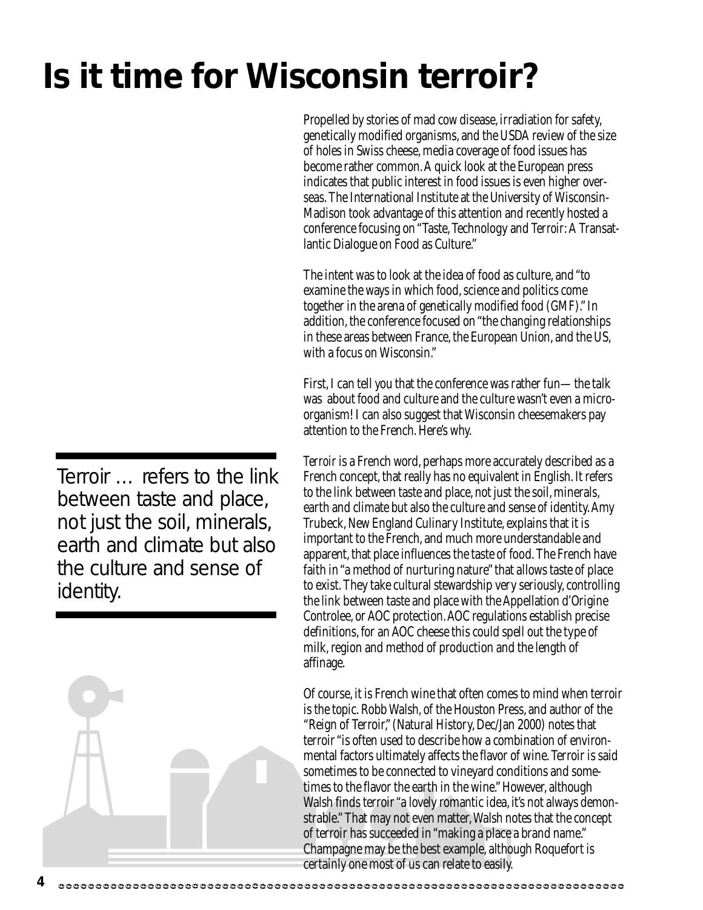# Is it time for Wisconsin terroir?

Propelled by stories of mad cow disease, irradiation for safety, genetically modified organisms, and the USDA review of the size of holes in Swiss cheese, media coverage of food issues has become rather common. A quick look at the European press indicates that public interest in food issues is even higher overseas. The International Institute at the University of Wisconsin-Madison took advantage of this attention and recently hosted a conference focusing on "Taste, Technology and Terroir: A Transatlantic Dialogue on Food as Culture."

The intent was to look at the idea of food as culture, and "to examine the ways in which food, science and politics come together in the arena of genetically modified food (GMF)." In addition, the conference focused on "the changing relationships in these areas between France, the European Union, and the US, with a focus on Wisconsin."

First, I can tell you that the conference was rather fun— the talk was about food and culture and the culture wasn't even a microorganism! I can also suggest that Wisconsin cheesemakers pay attention to the French. Here's why.

> Terroir … refers to the link between taste and place, not just the soil, minerals, earth and climate but also the culture and sense of identity.

*Terroir* is a French word, perhaps more accurately described as a French concept, that really has no equivalent in English. It refers to the link between taste and place, not just the soil, minerals, earth and climate but also the culture and sense of identity. Amy Trubeck, New England Culinary Institute, explains that it is important to the French, and much more understandable and apparent, that place influences the taste of food. The French have faith in "a method of nurturing nature" that allows taste of place to exist. They take cultural stewardship very seriously, controlling the link between taste and place with the Appellation d'Origine Controlee, or AOC protection. AOC regulations establish precise definitions, for an AOC cheese this could spell out the type of milk, region and method of production and the length of affinage.

Of course, it is French wine that often comes to mind when terroir is the topic. Robb Walsh, of the Houston Press, and author of the "Reign of Terroir," (Natural History, Dec/Jan 2000) notes that terroir "is often used to describe how a combination of environmental factors ultimately affects the flavor of wine. Terroir is said sometimes to be connected to vineyard conditions and sometimes to the flavor the earth in the wine." However, although Walsh finds terroir "a lovely romantic idea, it's not always demonstrable." That may not even matter, Walsh notes that the concept of terroir has succeeded in "making a place a brand name." Champagne may be the best example, although Roquefort is certainly one most of us can relate to easily.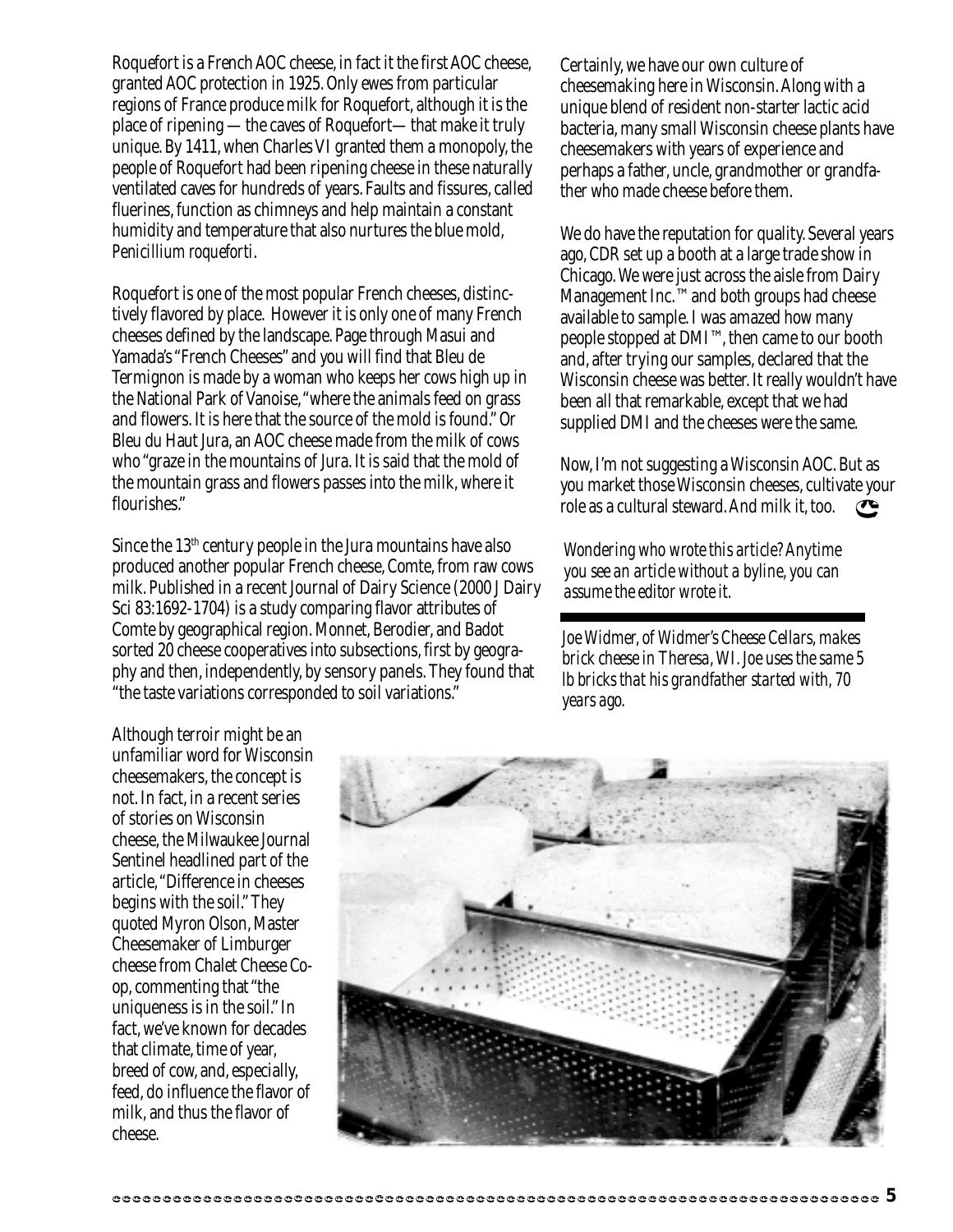Roquefort is a French AOC cheese, in fact it the first AOC cheese, granted AOC protection in 1925. Only ewes from particular regions of France produce milk for Roquefort, although it is the place of ripening — the caves of Roquefort— that make it truly unique. By 1411, when Charles VI granted them a monopoly, the people of Roquefort had been ripening cheese in these naturally ventilated caves for hundreds of years. Faults and fissures, called fluerines, function as chimneys and help maintain a constant humidity and temperature that also nurtures the blue mold, *Penicillium roqueforti*.

Roquefort is one of the most popular French cheeses, distinctively flavored by place. However it is only one of many French cheeses defined by the landscape. Page through Masui and Yamada's "French Cheeses" and you will find that Bleu de Termignon is made by a woman who keeps her cows high up in the National Park of Vanoise, "where the animals feed on grass and flowers. It is here that the source of the mold is found." Or Bleu du Haut Jura, an AOC cheese made from the milk of cows who "graze in the mountains of Jura. It is said that the mold of the mountain grass and flowers passes into the milk, where it flourishes."

Since the 13th century people in the Jura mountains have also produced another popular French cheese, Comte, from raw cows milk. Published in a recent Journal of Dairy Science (2000 J Dairy Sci 83:1692-1704) is a study comparing flavor attributes of Comte by geographical region. Monnet, Berodier, and Badot sorted 20 cheese cooperatives into subsections, first by geography and then, independently, by sensory panels. They found that "the taste variations corresponded to soil variations."

Although terroir might be an unfamiliar word for Wisconsin cheesemakers, the concept is not. In fact, in a recent series of stories on Wisconsin cheese, the Milwaukee Journal Sentinel headlined part of the article, "Difference in cheeses begins with the soil." They quoted Myron Olson, Master Cheesemaker of Limburger cheese from Chalet Cheese Co-op, commenting that "the uniqueness is in the soil." In fact, we've known for decades that climate, time of year, breed of cow, and, especially, feed, do influence the flavor of milk, and thus the flavor of cheese.

Certainly, we have our own culture of cheesemaking here in Wisconsin. Along with a unique blend of resident non-starter lactic acid bacteria, many small Wisconsin cheese plants have cheesemakers with years of experience and perhaps a father, uncle, grandmother or grandfather who made cheese before them.

We do have the reputation for quality. Several years ago, CDR set up a booth at a large trade show in Chicago. We were just across the aisle from Dairy Management Inc.™ and both groups had cheese available to sample. I was amazed how many people stopped at DMI™, then came to our booth and, after trying our samples, declared that the Wisconsin cheese was better. It really wouldn't have been all that remarkable, except that we had supplied DMI and the cheeses were the same.

Now, I'm not suggesting a Wisconsin AOC. But as you market those Wisconsin cheeses, cultivate your role as a cultural steward. And milk it, too.

*Wondering who wrote this article? Anytime you see an article without a byline, you can assume the editor wrote it.*

---

*Joe Widmer, of Widmer's Cheese Cellars, makes brick cheese in Theresa, WI. Joe uses the same 5 lb bricks that his grandfather started with, 70 years ago.*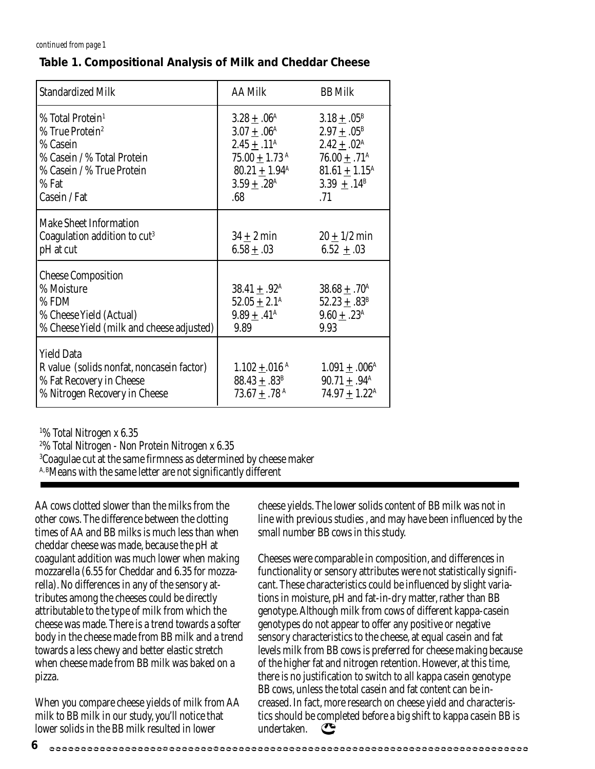*continued from page 1*

**Table 1. Compositional Analysis of Milk and Cheddar Cheese**

| Standardized Milk | AA Milk | BB Milk |
|---|---|---|
| % Total Protein[1] | $3.28 \pm .06^A$ | $3.18 \pm .05^B$ |
| % True Protein[2] | $3.07 \pm .06^A$ | $2.97 \pm .05^B$ |
| % Casein | $2.45 \pm .11^A$ | $2.42 \pm .02^A$ |
| % Casein / % Total Protein | $75.00 \pm 1.73^A$ | $76.00 \pm .71^A$ |
| % Casein / % True Protein | $80.21 \pm 1.94^A$ | $81.61 \pm 1.15^A$ |
| % Fat | $3.59 \pm .28^A$ | $3.39 \pm .14^B$ |
| Casein / Fat | .68 | .71 |
| **Make Sheet Information** | | |
| Coagulation addition to cut[3] | $34 \pm 2$ min | $20 \pm 1/2$ min |
| pH at cut | $6.58 \pm .03$ | $6.52 \pm .03$ |
| **Cheese Composition** | | |
| % Moisture | $38.41 \pm .92^A$ | $38.68 \pm .70^A$ |
| % FDM | $52.05 \pm 2.1^A$ | $52.23 \pm .83^B$ |
| % Cheese Yield (Actual) | $9.89 \pm .41^A$ | $9.60 \pm .23^A$ |
| % Cheese Yield (milk and cheese adjusted) | 9.89 | 9.93 |
| **Yield Data** | | |
| R value (solids nonfat, noncasein factor) | $1.102 \pm .016^A$ | $1.091 \pm .006^A$ |
| % Fat Recovery in Cheese | $88.43 \pm .83^B$ | $90.71 \pm .94^A$ |
| % Nitrogen Recovery in Cheese | $73.67 \pm .78^A$ | $74.97 \pm 1.22^A$ |

[1] % Total Nitrogen x 6.35
[2] % Total Nitrogen - Non Protein Nitrogen x 6.35
[3] Coagulae cut at the same firmness as determined by cheese maker
[A, B] Means with the same letter are not significantly different

AA cows clotted slower than the milks from the other cows. The difference between the clotting times of AA and BB milks is much less than when cheddar cheese was made, because the pH at coagulant addition was much lower when making mozzarella (6.55 for Cheddar and 6.35 for mozzarella). No differences in any of the sensory attributes among the cheeses could be directly attributable to the type of milk from which the cheese was made. There is a trend towards a softer body in the cheese made from BB milk and a trend towards a less chewy and better elastic stretch when cheese made from BB milk was baked on a pizza.

When you compare cheese yields of milk from AA milk to BB milk in our study, you'll notice that lower solids in the BB milk resulted in lower cheese yields. The lower solids content of BB milk was not in line with previous studies , and may have been influenced by the small number BB cows in this study.

Cheeses were comparable in composition, and differences in functionality or sensory attributes were not statistically significant. These characteristics could be influenced by slight variations in moisture, pH and fat-in-dry matter, rather than BB genotype. Although milk from cows of different kappa-casein genotypes do not appear to offer any positive or negative sensory characteristics to the cheese, at equal casein and fat levels milk from BB cows is preferred for cheese making because of the higher fat and nitrogen retention. However, at this time, there is no justification to switch to all kappa casein genotype BB cows, unless the total casein and fat content can be increased. In fact, more research on cheese yield and characteristics should be completed before a big shift to kappa casein BB is undertaken.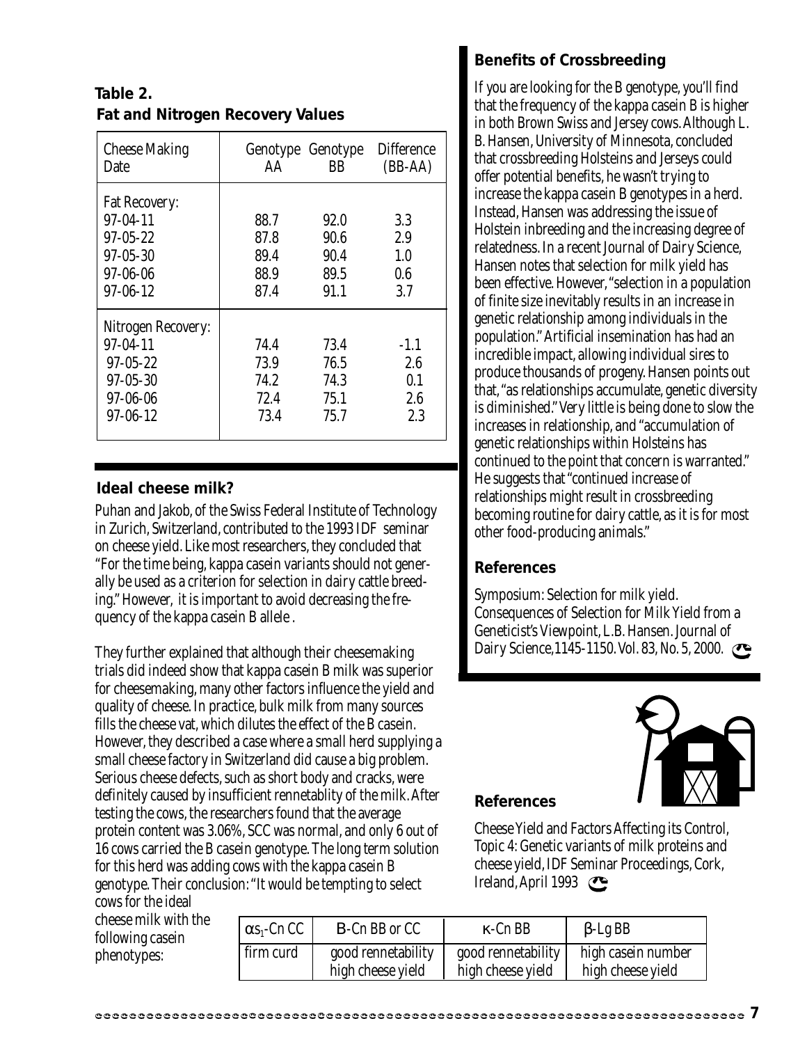**Table 2.**
**Fat and Nitrogen Recovery Values**

| Cheese Making Date | Genotype AA | Genotype BB | Difference (BB-AA) |
|---|---|---|---|
| Fat Recovery: | | | |
| 97-04-11 | 88.7 | 92.0 | 3.3 |
| 97-05-22 | 87.8 | 90.6 | 2.9 |
| 97-05-30 | 89.4 | 90.4 | 1.0 |
| 97-06-06 | 88.9 | 89.5 | 0.6 |
| 97-06-12 | 87.4 | 91.1 | 3.7 |
| Nitrogen Recovery: | | | |
| 97-04-11 | 74.4 | 73.4 | -1.1 |
| 97-05-22 | 73.9 | 76.5 | 2.6 |
| 97-05-30 | 74.2 | 74.3 | 0.1 |
| 97-06-06 | 72.4 | 75.1 | 2.6 |
| 97-06-12 | 73.4 | 75.7 | 2.3 |

### Ideal cheese milk?

Puhan and Jakob, of the Swiss Federal Institute of Technology in Zurich, Switzerland, contributed to the 1993 IDF seminar on cheese yield. Like most researchers, they concluded that "For the time being, kappa casein variants should not generally be used as a criterion for selection in dairy cattle breeding." However, it is important to avoid decreasing the frequency of the kappa casein B allele .

They further explained that although their cheesemaking trials did indeed show that kappa casein B milk was superior for cheesemaking, many other factors influence the yield and quality of cheese. In practice, bulk milk from many sources fills the cheese vat, which dilutes the effect of the B casein. However, they described a case where a small herd supplying a small cheese factory in Switzerland did cause a big problem. Serious cheese defects, such as short body and cracks, were definitely caused by insufficient rennetablity of the milk. After testing the cows, the researchers found that the average protein content was 3.06%, SCC was normal, and only 6 out of 16 cows carried the B casein genotype. The long term solution for this herd was adding cows with the kappa casein B genotype. Their conclusion: "It would be tempting to select cows for the ideal cheese milk with the following casein phenotypes:

| $\alpha s_1$-Cn CC | B-Cn BB or CC | $\kappa$-Cn BB | $\beta$-Lg BB |
|---|---|---|---|
| firm curd | good rennetability high cheese yield | good rennetability high cheese yield | high casein number high cheese yield |

### References

Cheese Yield and Factors Affecting its Control, Topic 4: Genetic variants of milk proteins and cheese yield, IDF Seminar Proceedings, Cork, Ireland, April 1993

### Benefits of Crossbreeding

If you are looking for the B genotype, you'll find that the frequency of the kappa casein B is higher in both Brown Swiss and Jersey cows. Although L. B. Hansen, University of Minnesota, concluded that crossbreeding Holsteins and Jerseys could offer potential benefits, he wasn't trying to increase the kappa casein B genotypes in a herd. Instead, Hansen was addressing the issue of Holstein inbreeding and the increasing degree of relatedness. In a recent Journal of Dairy Science, Hansen notes that selection for milk yield has been effective. However, "selection in a population of finite size inevitably results in an increase in genetic relationship among individuals in the population." Artificial insemination has had an incredible impact, allowing individual sires to produce thousands of progeny. Hansen points out that, "as relationships accumulate, genetic diversity is diminished." Very little is being done to slow the increases in relationship, and "accumulation of genetic relationships within Holsteins has continued to the point that concern is warranted." He suggests that "continued increase of relationships might result in crossbreeding becoming routine for dairy cattle, as it is for most other food-producing animals."

### References

Symposium: Selection for milk yield. Consequences of Selection for Milk Yield from a Geneticist's Viewpoint, L.B. Hansen. Journal of Dairy Science,1145-1150. Vol. 83, No. 5, 2000.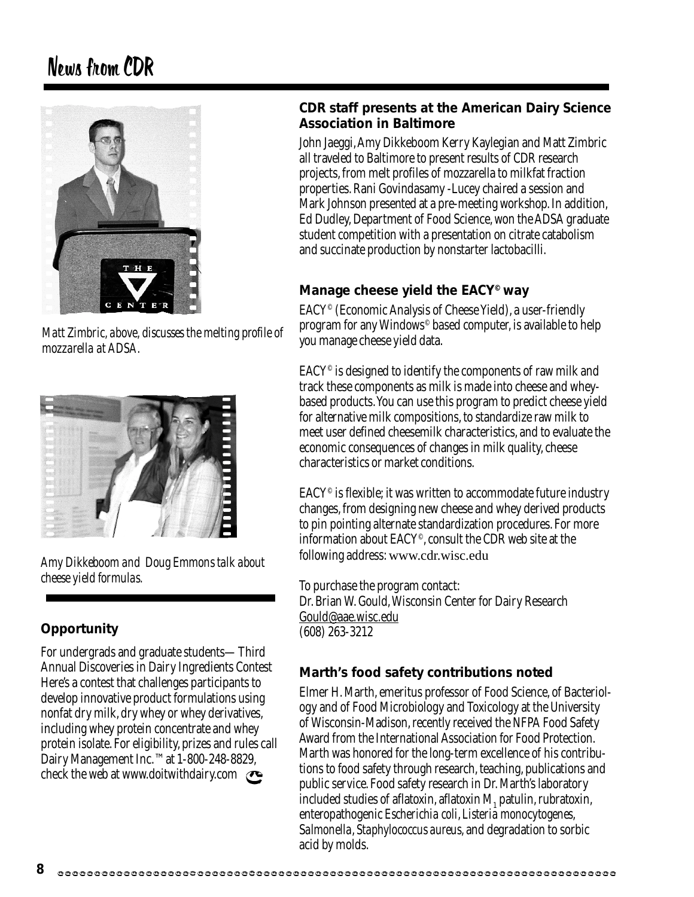# News from CDR

*Matt Zimbric, above, discusses the melting profile of mozzarella at ADSA.*

*Amy Dikkeboom and Doug Emmons talk about cheese yield formulas.*

### Opportunity

For undergrads and graduate students— Third Annual Discoveries in Dairy Ingredients Contest Here's a contest that challenges participants to develop innovative product formulations using nonfat dry milk, dry whey or whey derivatives, including whey protein concentrate and whey protein isolate. For eligibility, prizes and rules call Dairy Management Inc.™ at 1-800-248-8829, check the web at www.doitwithdairy.com

### CDR staff presents at the American Dairy Science Association in Baltimore

John Jaeggi, Amy Dikkeboom Kerry Kaylegian and Matt Zimbric all traveled to Baltimore to present results of CDR research projects, from melt profiles of mozzarella to milkfat fraction properties. Rani Govindasamy -Lucey chaired a session and Mark Johnson presented at a pre-meeting workshop. In addition, Ed Dudley, Department of Food Science, won the ADSA graduate student competition with a presentation on citrate catabolism and succinate production by nonstarter lactobacilli.

### Manage cheese yield the EACY© way

EACY© (Economic Analysis of Cheese Yield), a user-friendly program for any Windows© based computer, is available to help you manage cheese yield data.

EACY© is designed to identify the components of raw milk and track these components as milk is made into cheese and whey-based products. You can use this program to predict cheese yield for alternative milk compositions, to standardize raw milk to meet user defined cheesemilk characteristics, and to evaluate the economic consequences of changes in milk quality, cheese characteristics or market conditions.

EACY© is flexible; it was written to accommodate future industry changes, from designing new cheese and whey derived products to pin pointing alternate standardization procedures. For more information about EACY©, consult the CDR web site at the following address: www.cdr.wisc.edu

To purchase the program contact:
Dr. Brian W. Gould, Wisconsin Center for Dairy Research
Gould@aae.wisc.edu
(608) 263-3212

### Marth's food safety contributions noted

Elmer H. Marth, emeritus professor of Food Science, of Bacteriology and of Food Microbiology and Toxicology at the University of Wisconsin-Madison, recently received the NFPA Food Safety Award from the International Association for Food Protection. Marth was honored for the long-term excellence of his contributions to food safety through research, teaching, publications and public service. Food safety research in Dr. Marth's laboratory included studies of aflatoxin, aflatoxin $M_1$ patulin, rubratoxin, enteropathogenic *Escherichia coli*, *Listeria monocytogenes*, *Salmonella*, *Staphylococcus aureus*, and degradation to sorbic acid by molds.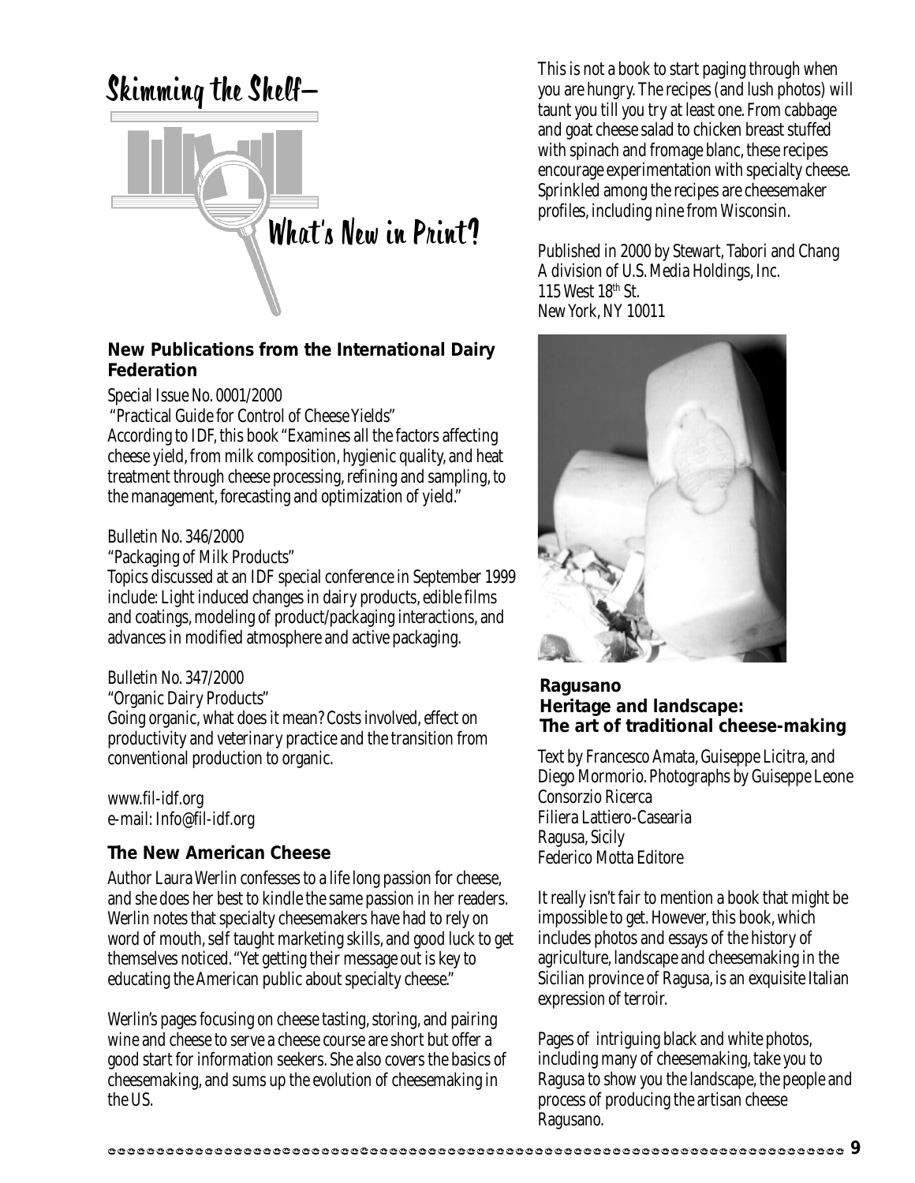# Skimming the Shelf–

## What's New in Print?

### New Publications from the International Dairy Federation

Special Issue No. 0001/2000

"Practical Guide for Control of Cheese Yields"

According to IDF, this book "Examines all the factors affecting cheese yield, from milk composition, hygienic quality, and heat treatment through cheese processing, refining and sampling, to the management, forecasting and optimization of yield."

Bulletin No. 346/2000

"Packaging of Milk Products"

Topics discussed at an IDF special conference in September 1999 include: Light induced changes in dairy products, edible films and coatings, modeling of product/packaging interactions, and advances in modified atmosphere and active packaging.

Bulletin No. 347/2000

"Organic Dairy Products"

Going organic, what does it mean? Costs involved, effect on productivity and veterinary practice and the transition from conventional production to organic.

www.fil-idf.org

e-mail: Info@fil-idf.org

### The New American Cheese

Author Laura Werlin confesses to a life long passion for cheese, and she does her best to kindle the same passion in her readers. Werlin notes that specialty cheesemakers have had to rely on word of mouth, self taught marketing skills, and good luck to get themselves noticed. "Yet getting their message out is key to educating the American public about specialty cheese."

Werlin's pages focusing on cheese tasting, storing, and pairing wine and cheese to serve a cheese course are short but offer a good start for information seekers. She also covers the basics of cheesemaking, and sums up the evolution of cheesemaking in the US.

This is not a book to start paging through when you are hungry. The recipes (and lush photos) will taunt you till you try at least one. From cabbage and goat cheese salad to chicken breast stuffed with spinach and fromage blanc, these recipes encourage experimentation with specialty cheese. Sprinkled among the recipes are cheesemaker profiles, including nine from Wisconsin.

Published in 2000 by Stewart, Tabori and Chang
A division of U.S. Media Holdings, Inc.
115 West 18th St.
New York, NY 10011

### Ragusano
### Heritage and landscape: The art of traditional cheese-making

Text by Francesco Amata, Guiseppe Licitra, and Diego Mormorio. Photographs by Guiseppe Leone
Consorzio Ricerca
Filiera Lattiero-Casearia
Ragusa, Sicily
Federico Motta Editore

It really isn't fair to mention a book that might be impossible to get. However, this book, which includes photos and essays of the history of agriculture, landscape and cheesemaking in the Sicilian province of Ragusa, is an exquisite Italian expression of terroir.

Pages of intriguing black and white photos, including many of cheesemaking, take you to Ragusa to show you the landscape, the people and process of producing the artisan cheese Ragusano.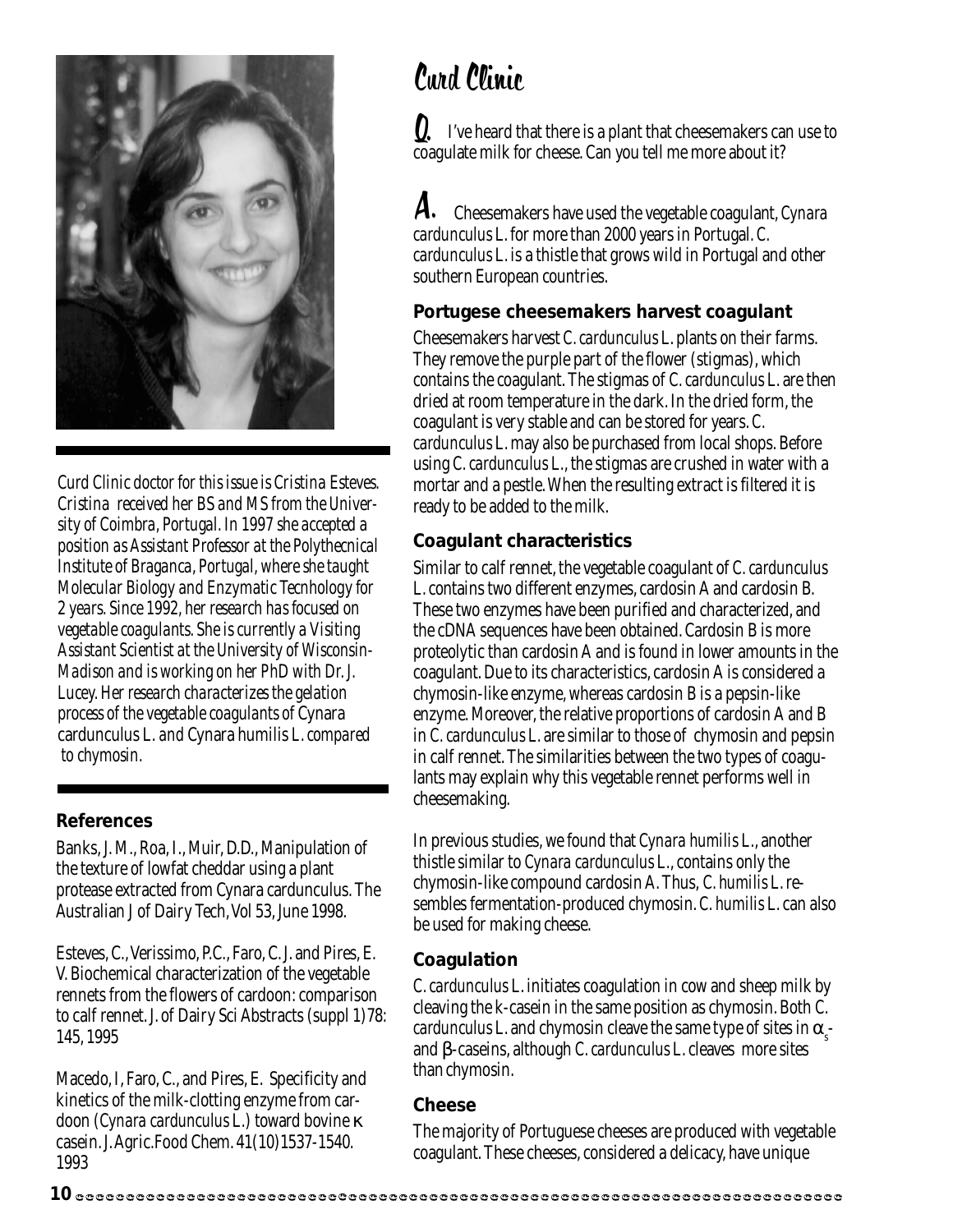# Curd Clinic

**Q.** I've heard that there is a plant that cheesemakers can use to coagulate milk for cheese. Can you tell me more about it?

**A.** Cheesemakers have used the vegetable coagulant, *Cynara cardunculus* L. for more than 2000 years in Portugal. *C. cardunculus* L. is a thistle that grows wild in Portugal and other southern European countries.

### Portugese cheesemakers harvest coagulant

Cheesemakers harvest *C. cardunculus* L. plants on their farms. They remove the purple part of the flower (stigmas), which contains the coagulant. The stigmas of *C. cardunculus* L. are then dried at room temperature in the dark. In the dried form, the coagulant is very stable and can be stored for years. *C. cardunculus* L. may also be purchased from local shops. Before using *C. cardunculus* L., the stigmas are crushed in water with a mortar and a pestle. When the resulting extract is filtered it is ready to be added to the milk.

### Coagulant characteristics

Similar to calf rennet, the vegetable coagulant of *C. cardunculus* L. contains two different enzymes, cardosin A and cardosin B. These two enzymes have been purified and characterized, and the cDNA sequences have been obtained. Cardosin B is more proteolytic than cardosin A and is found in lower amounts in the coagulant. Due to its characteristics, cardosin A is considered a chymosin-like enzyme, whereas cardosin B is a pepsin-like enzyme. Moreover, the relative proportions of cardosin A and B in *C. cardunculus* L. are similar to those of chymosin and pepsin in calf rennet. The similarities between the two types of coagulants may explain why this vegetable rennet performs well in cheesemaking.

In previous studies, we found that *Cynara humilis* L., another thistle similar to *Cynara cardunculus* L., contains only the chymosin-like compound cardosin A. Thus, *C. humilis* L. resembles fermentation-produced chymosin. *C. humilis* L. can also be used for making cheese.

### Coagulation

*C. cardunculus* L. initiates coagulation in cow and sheep milk by cleaving the k-casein in the same position as chymosin. Both *C. cardunculus* L. and chymosin cleave the same type of sites in $\alpha_s$- and $\beta$-caseins, although *C. cardunculus* L. cleaves more sites than chymosin.

### Cheese

The majority of Portuguese cheeses are produced with vegetable coagulant. These cheeses, considered a delicacy, have unique

*Curd Clinic doctor for this issue is Cristina Esteves. Cristina received her BS and MS from the University of Coimbra, Portugal. In 1997 she accepted a position as Assistant Professor at the Polythecnical Institute of Braganca, Portugal, where she taught Molecular Biology and Enzymatic Tecnhology for 2 years. Since 1992, her research has focused on vegetable coagulants. She is currently a Visiting Assistant Scientist at the University of Wisconsin-Madison and is working on her PhD with Dr. J. Lucey. Her research characterizes the gelation process of the vegetable coagulants of* Cynara cardunculus *L. and* Cynara humilis *L. compared to chymosin.*

### References

Banks, J. M., Roa, I., Muir, D.D., Manipulation of the texture of lowfat cheddar using a plant protease extracted from Cynara cardunculus. The Australian J of Dairy Tech, Vol 53, June 1998.

Esteves, C., Verissimo, P.C., Faro, C. J. and Pires, E. V. Biochemical characterization of the vegetable rennets from the flowers of cardoon: comparison to calf rennet. J. of Dairy Sci Abstracts (suppl 1) 78: 145, 1995

Macedo, I, Faro, C., and Pires, E. Specificity and kinetics of the milk-clotting enzyme from cardoon (*Cynara cardunculus* L.) toward bovine $\kappa$ casein. J. Agric. Food Chem. 41(10)1537-1540. 1993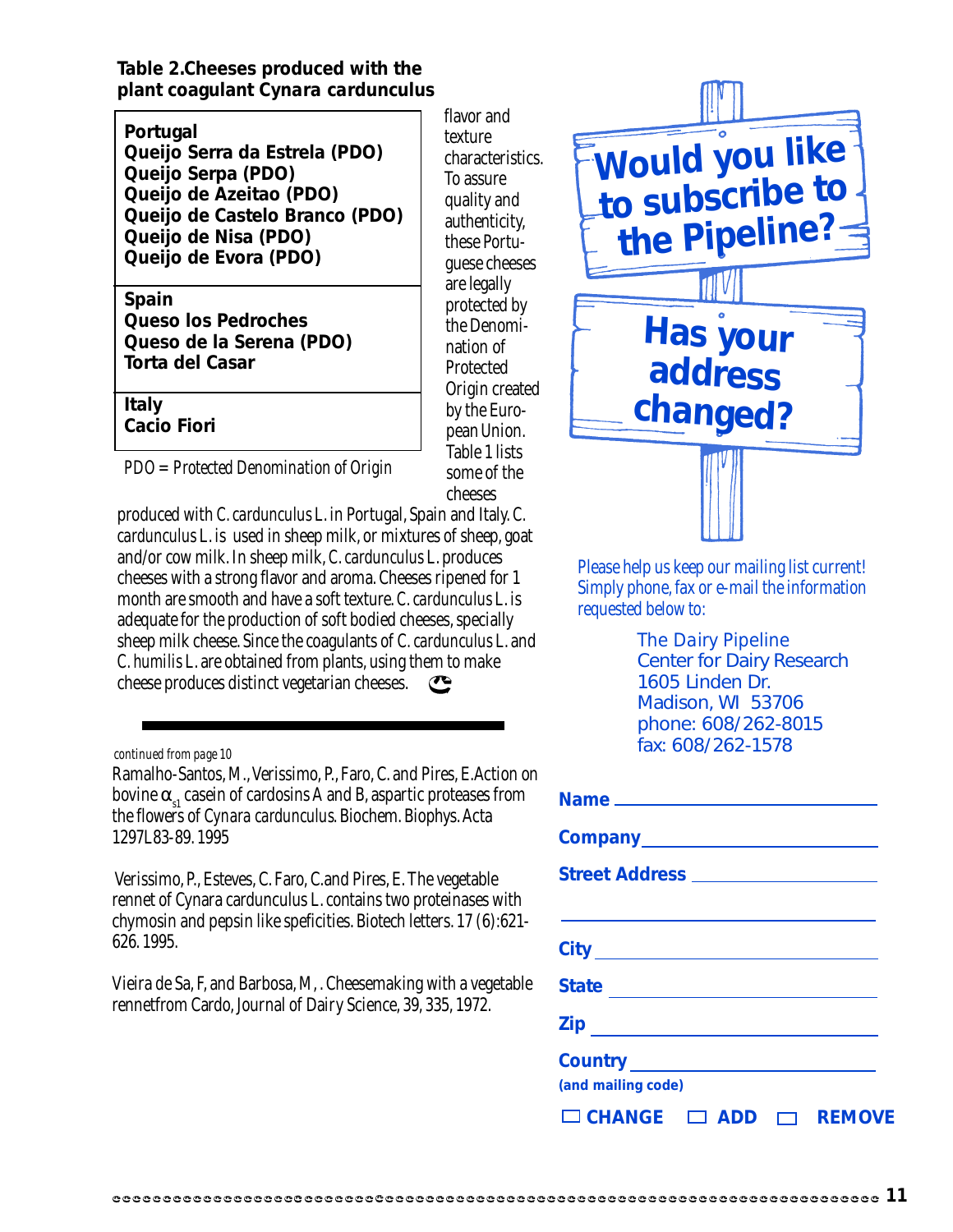**Table 2. Cheeses produced with the plant coagulant *Cynara cardunculus***

| Country | Cheeses |
|---|---|
| **Portugal** | **Queijo Serra da Estrela (PDO)**<br>**Queijo Serpa (PDO)**<br>**Queijo de Azeitao (PDO)**<br>**Queijo de Castelo Branco (PDO)**<br>**Queijo de Nisa (PDO)**<br>**Queijo de Evora (PDO)** |
| **Spain** | **Queso los Pedroches**<br>**Queso de la Serena (PDO)**<br>**Torta del Casar** |
| **Italy** | **Cacio Fiori** |

*PDO = Protected Denomination of Origin*

flavor and texture characteristics. To assure quality and authenticity, these Portuguese cheeses are legally protected by the Denomination of Protected Origin created by the European Union. Table 1 lists some of the cheeses produced with *C. cardunculus* L. in Portugal, Spain and Italy. *C. cardunculus* L. is used in sheep milk, or mixtures of sheep, goat and/or cow milk. In sheep milk, *C. cardunculus* L. produces cheeses with a strong flavor and aroma. Cheeses ripened for 1 month are smooth and have a soft texture. *C. cardunculus* L. is adequate for the production of soft bodied cheeses, specially sheep milk cheese. Since the coagulants of *C. cardunculus* L. and *C. humilis* L. are obtained from plants, using them to make cheese produces distinct vegetarian cheeses.

*continued from page 10*

Ramalho-Santos, M., Verissimo, P., Faro, C. and Pires, E. Action on bovine $\alpha_{s1}$ casein of cardosins A and B, aspartic proteases from the flowers of *Cynara cardunculus*. Biochem. Biophys. Acta 1297L83-89. 1995

Verissimo, P., Esteves, C. Faro, C. and Pires, E. The vegetable rennet of Cynara cardunculus L. contains two proteinases with chymosin and pepsin like speficities. Biotech letters. 17 (6):621-626. 1995.

Vieira de Sa, F, and Barbosa, M, . Cheesemaking with a vegetable rennetfrom Cardo, Journal of Dairy Science, 39, 335, 1972.

## Would you like to subscribe to the Pipeline?

## Has your address changed?

*Please help us keep our mailing list current! Simply phone, fax or e-mail the information requested below to:*

The Dairy Pipeline
Center for Dairy Research
1605 Linden Dr.
Madison, WI 53706
phone: 608/262-8015
fax: 608/262-1578

**Name** ______________________

**Company** ______________________

**Street Address** ______________________

______________________

**City** ______________________

**State** ______________________

**Zip** ______________________

**Country** ______________________
**(and mailing code)**

☐ **CHANGE** ☐ **ADD** ☐ **REMOVE**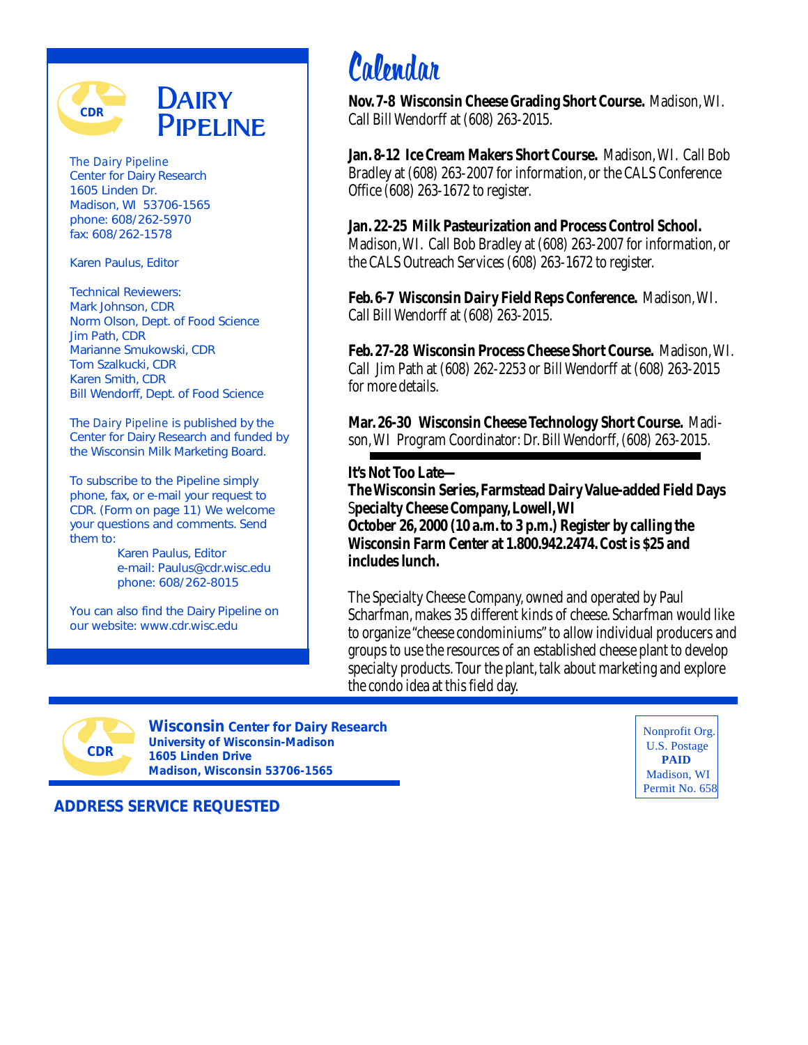## DAIRY PIPELINE

The *Dairy Pipeline*
Center for Dairy Research
1605 Linden Dr.
Madison, WI 53706-1565
phone: 608/262-5970
fax: 608/262-1578

Karen Paulus, Editor

Technical Reviewers:
Mark Johnson, CDR
Norm Olson, Dept. of Food Science
Jim Path, CDR
Marianne Smukowski, CDR
Tom Szalkucki, CDR
Karen Smith, CDR
Bill Wendorff, Dept. of Food Science

The *Dairy Pipeline* is published by the Center for Dairy Research and funded by the Wisconsin Milk Marketing Board.

To subscribe to the Pipeline simply phone, fax, or e-mail your request to CDR. (Form on page 11) We welcome your questions and comments. Send them to:

Karen Paulus, Editor
e-mail: Paulus@cdr.wisc.edu
phone: 608/262-8015

You can also find the Dairy Pipeline on our website: www.cdr.wisc.edu

# Calendar

**Nov. 7-8 Wisconsin Cheese Grading Short Course.** Madison, WI. Call Bill Wendorff at (608) 263-2015.

**Jan. 8-12 Ice Cream Makers Short Course.** Madison, WI. Call Bob Bradley at (608) 263-2007 for information, or the CALS Conference Office (608) 263-1672 to register.

**Jan. 22-25 Milk Pasteurization and Process Control School.** Madison, WI. Call Bob Bradley at (608) 263-2007 for information, or the CALS Outreach Services (608) 263-1672 to register.

**Feb. 6-7 Wisconsin Dairy Field Reps Conference.** Madison, WI. Call Bill Wendorff at (608) 263-2015.

**Feb. 27-28 Wisconsin Process Cheese Short Course.** Madison, WI. Call Jim Path at (608) 262-2253 or Bill Wendorff at (608) 263-2015 for more details.

**Mar. 26-30 Wisconsin Cheese Technology Short Course.** Madison, WI Program Coordinator: Dr. Bill Wendorff, (608) 263-2015.

**It's Not Too Late—**
**The Wisconsin Series, Farmstead Dairy Value-added Field Days**
**Specialty Cheese Company, Lowell, WI**
**October 26, 2000 (10 a.m. to 3 p.m.) Register by calling the Wisconsin Farm Center at 1.800.942.2474. Cost is $25 and includes lunch.**

The Specialty Cheese Company, owned and operated by Paul Scharfman, makes 35 different kinds of cheese. Scharfman would like to organize "cheese condominiums" to allow individual producers and groups to use the resources of an established cheese plant to develop specialty products. Tour the plant, talk about marketing and explore the condo idea at this field day.

**Wisconsin Center for Dairy Research**
**University of Wisconsin-Madison**
**1605 Linden Drive**
**Madison, Wisconsin 53706-1565**

Nonprofit Org.
U.S. Postage
**PAID**
Madison, WI
Permit No. 658

**ADDRESS SERVICE REQUESTED**